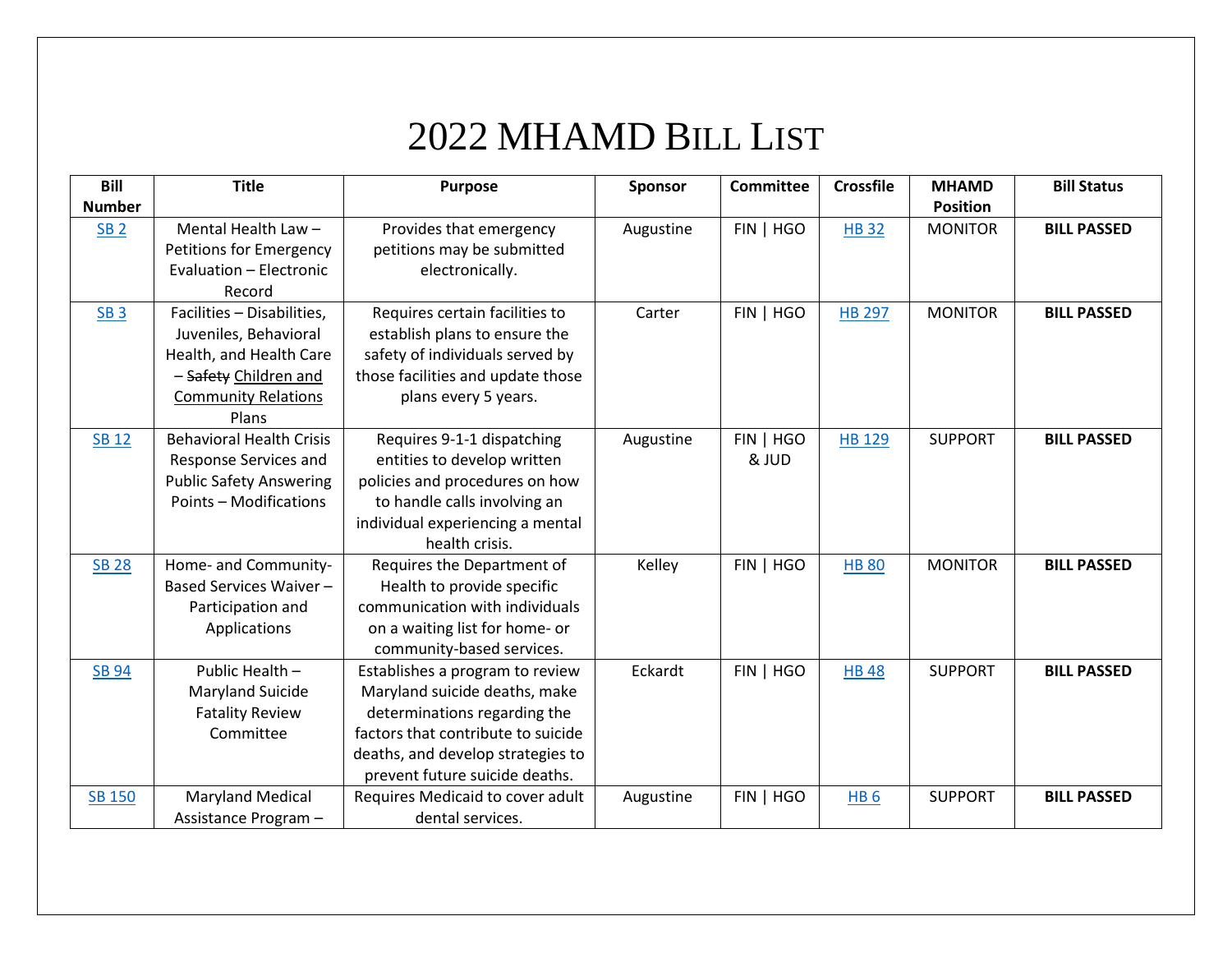# 2022 MHAMD Bill List

| Bill Number | Title | Purpose | Sponsor | Committee | Crossfile | MHAMD Position | Bill Status |
|---|---|---|---|---|---|---|---|
| SB 2 | Mental Health Law – Petitions for Emergency Evaluation – Electronic Record | Provides that emergency petitions may be submitted electronically. | Augustine | FIN \| HGO | HB 32 | MONITOR | **BILL PASSED** |
| SB 3 | Facilities – Disabilities, Juveniles, Behavioral Health, and Health Care – ~~Safety~~ Children and Community Relations Plans | Requires certain facilities to establish plans to ensure the safety of individuals served by those facilities and update those plans every 5 years. | Carter | FIN \| HGO | HB 297 | MONITOR | **BILL PASSED** |
| SB 12 | Behavioral Health Crisis Response Services and Public Safety Answering Points – Modifications | Requires 9-1-1 dispatching entities to develop written policies and procedures on how to handle calls involving an individual experiencing a mental health crisis. | Augustine | FIN \| HGO & JUD | HB 129 | SUPPORT | **BILL PASSED** |
| SB 28 | Home- and Community-Based Services Waiver – Participation and Applications | Requires the Department of Health to provide specific communication with individuals on a waiting list for home- or community-based services. | Kelley | FIN \| HGO | HB 80 | MONITOR | **BILL PASSED** |
| SB 94 | Public Health – Maryland Suicide Fatality Review Committee | Establishes a program to review Maryland suicide deaths, make determinations regarding the factors that contribute to suicide deaths, and develop strategies to prevent future suicide deaths. | Eckardt | FIN \| HGO | HB 48 | SUPPORT | **BILL PASSED** |
| SB 150 | Maryland Medical Assistance Program – | Requires Medicaid to cover adult dental services. | Augustine | FIN \| HGO | HB 6 | SUPPORT | **BILL PASSED** |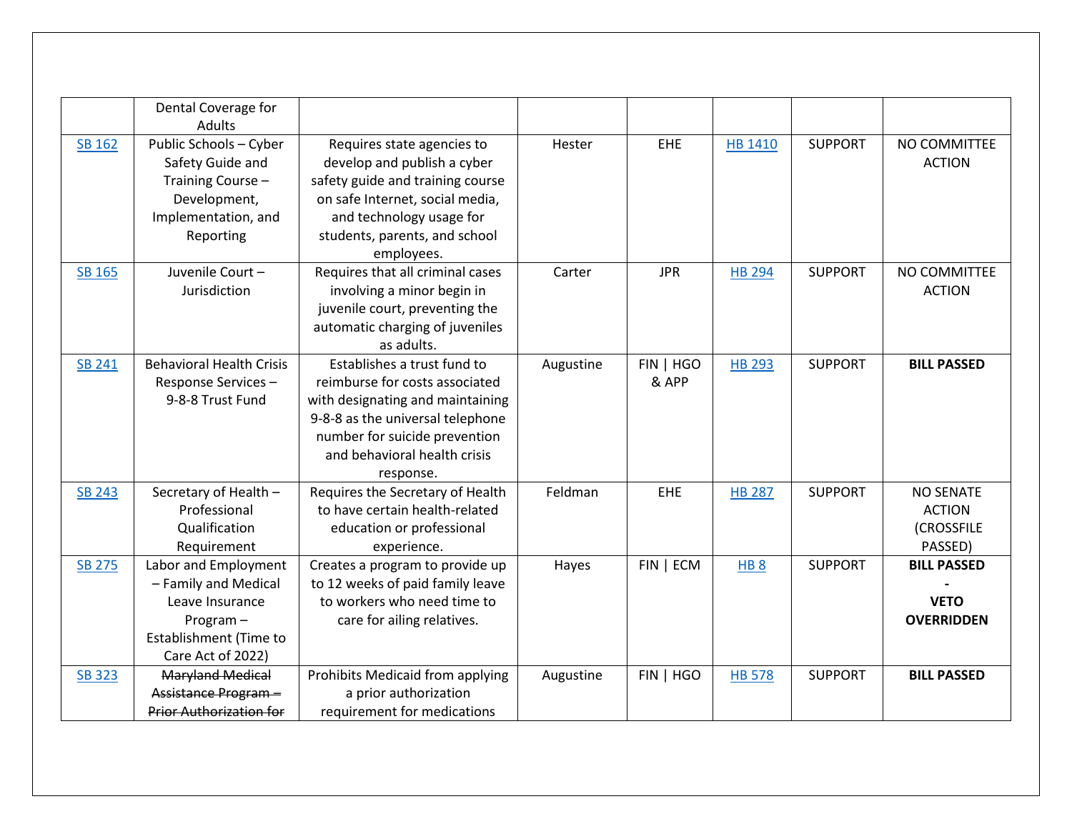| | Dental Coverage for Adults | | | | | | |
|---|---|---|---|---|---|---|---|
| SB 162 | Public Schools – Cyber Safety Guide and Training Course – Development, Implementation, and Reporting | Requires state agencies to develop and publish a cyber safety guide and training course on safe Internet, social media, and technology usage for students, parents, and school employees. | Hester | EHE | HB 1410 | SUPPORT | NO COMMITTEE ACTION |
| SB 165 | Juvenile Court – Jurisdiction | Requires that all criminal cases involving a minor begin in juvenile court, preventing the automatic charging of juveniles as adults. | Carter | JPR | HB 294 | SUPPORT | NO COMMITTEE ACTION |
| SB 241 | Behavioral Health Crisis Response Services – 9-8-8 Trust Fund | Establishes a trust fund to reimburse for costs associated with designating and maintaining 9-8-8 as the universal telephone number for suicide prevention and behavioral health crisis response. | Augustine | FIN \| HGO & APP | HB 293 | SUPPORT | **BILL PASSED** |
| SB 243 | Secretary of Health – Professional Qualification Requirement | Requires the Secretary of Health to have certain health-related education or professional experience. | Feldman | EHE | HB 287 | SUPPORT | NO SENATE ACTION (CROSSFILE PASSED) |
| SB 275 | Labor and Employment – Family and Medical Leave Insurance Program – Establishment (Time to Care Act of 2022) | Creates a program to provide up to 12 weeks of paid family leave to workers who need time to care for ailing relatives. | Hayes | FIN \| ECM | HB 8 | SUPPORT | **BILL PASSED - VETO OVERRIDDEN** |
| SB 323 | ~~Maryland Medical Assistance Program – Prior Authorization for~~ | Prohibits Medicaid from applying a prior authorization requirement for medications | Augustine | FIN \| HGO | HB 578 | SUPPORT | **BILL PASSED** |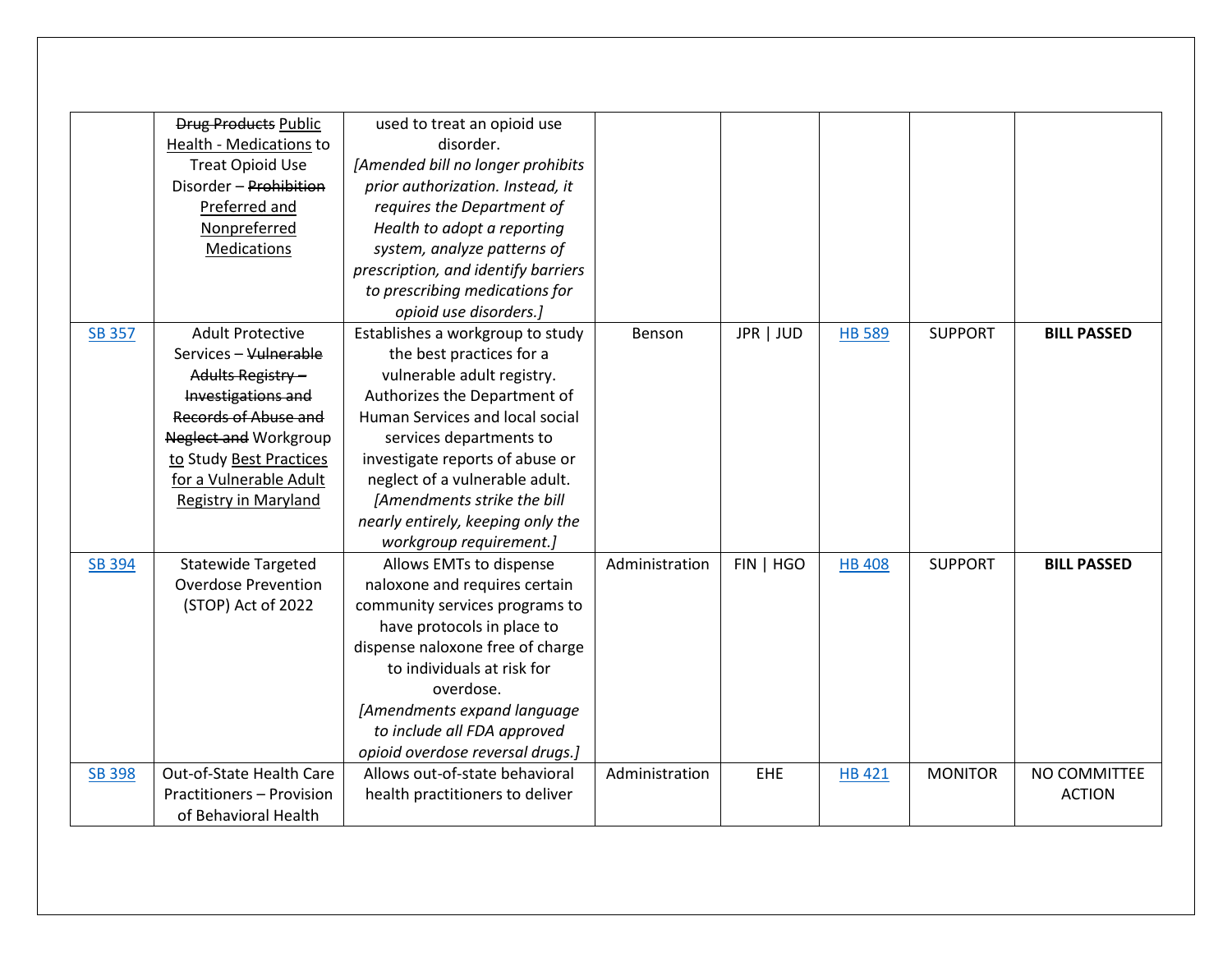| | | | | | | | |
|---|---|---|---|---|---|---|---|
| | ~~Drug Products~~ <u>Public Health - Medications</u> to Treat Opioid Use Disorder – ~~Prohibition~~ <u>Preferred and Nonpreferred Medications</u> | used to treat an opioid use disorder. *[Amended bill no longer prohibits prior authorization. Instead, it requires the Department of Health to adopt a reporting system, analyze patterns of prescription, and identify barriers to prescribing medications for opioid use disorders.]* | | | | | |
| [SB 357]() | Adult Protective Services – ~~Vulnerable Adults Registry – Investigations and Records of Abuse and Neglect and~~ Workgroup <u>to</u> Study <u>Best Practices for a Vulnerable Adult Registry in Maryland</u> | Establishes a workgroup to study the best practices for a vulnerable adult registry. Authorizes the Department of Human Services and local social services departments to investigate reports of abuse or neglect of a vulnerable adult. *[Amendments strike the bill nearly entirely, keeping only the workgroup requirement.]* | Benson | JPR \| JUD | [HB 589]() | SUPPORT | **BILL PASSED** |
| [SB 394]() | Statewide Targeted Overdose Prevention (STOP) Act of 2022 | Allows EMTs to dispense naloxone and requires certain community services programs to have protocols in place to dispense naloxone free of charge to individuals at risk for overdose. *[Amendments expand language to include all FDA approved opioid overdose reversal drugs.]* | Administration | FIN \| HGO | [HB 408]() | SUPPORT | **BILL PASSED** |
| [SB 398]() | Out-of-State Health Care Practitioners – Provision of Behavioral Health | Allows out-of-state behavioral health practitioners to deliver | Administration | EHE | [HB 421]() | MONITOR | NO COMMITTEE ACTION |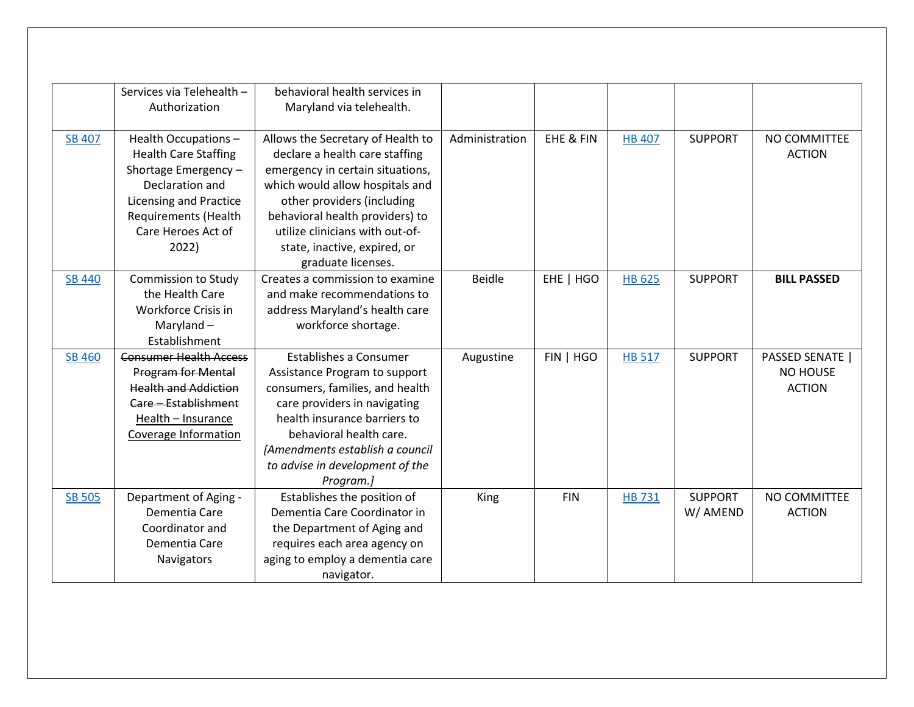| | | | | | | | |
|---|---|---|---|---|---|---|---|
| | Services via Telehealth – Authorization | behavioral health services in Maryland via telehealth. | | | | | |
| SB 407 | Health Occupations – Health Care Staffing Shortage Emergency – Declaration and Licensing and Practice Requirements (Health Care Heroes Act of 2022) | Allows the Secretary of Health to declare a health care staffing emergency in certain situations, which would allow hospitals and other providers (including behavioral health providers) to utilize clinicians with out-of-state, inactive, expired, or graduate licenses. | Administration | EHE & FIN | HB 407 | SUPPORT | NO COMMITTEE ACTION |
| SB 440 | Commission to Study the Health Care Workforce Crisis in Maryland – Establishment | Creates a commission to examine and make recommendations to address Maryland's health care workforce shortage. | Beidle | EHE \| HGO | HB 625 | SUPPORT | **BILL PASSED** |
| SB 460 | ~~Consumer Health Access Program for Mental Health and Addiction Care – Establishment~~ <u>Health – Insurance Coverage Information</u> | Establishes a Consumer Assistance Program to support consumers, families, and health care providers in navigating health insurance barriers to behavioral health care. *[Amendments establish a council to advise in development of the Program.]* | Augustine | FIN \| HGO | HB 517 | SUPPORT | PASSED SENATE \| NO HOUSE ACTION |
| SB 505 | Department of Aging - Dementia Care Coordinator and Dementia Care Navigators | Establishes the position of Dementia Care Coordinator in the Department of Aging and requires each area agency on aging to employ a dementia care navigator. | King | FIN | HB 731 | SUPPORT W/ AMEND | NO COMMITTEE ACTION |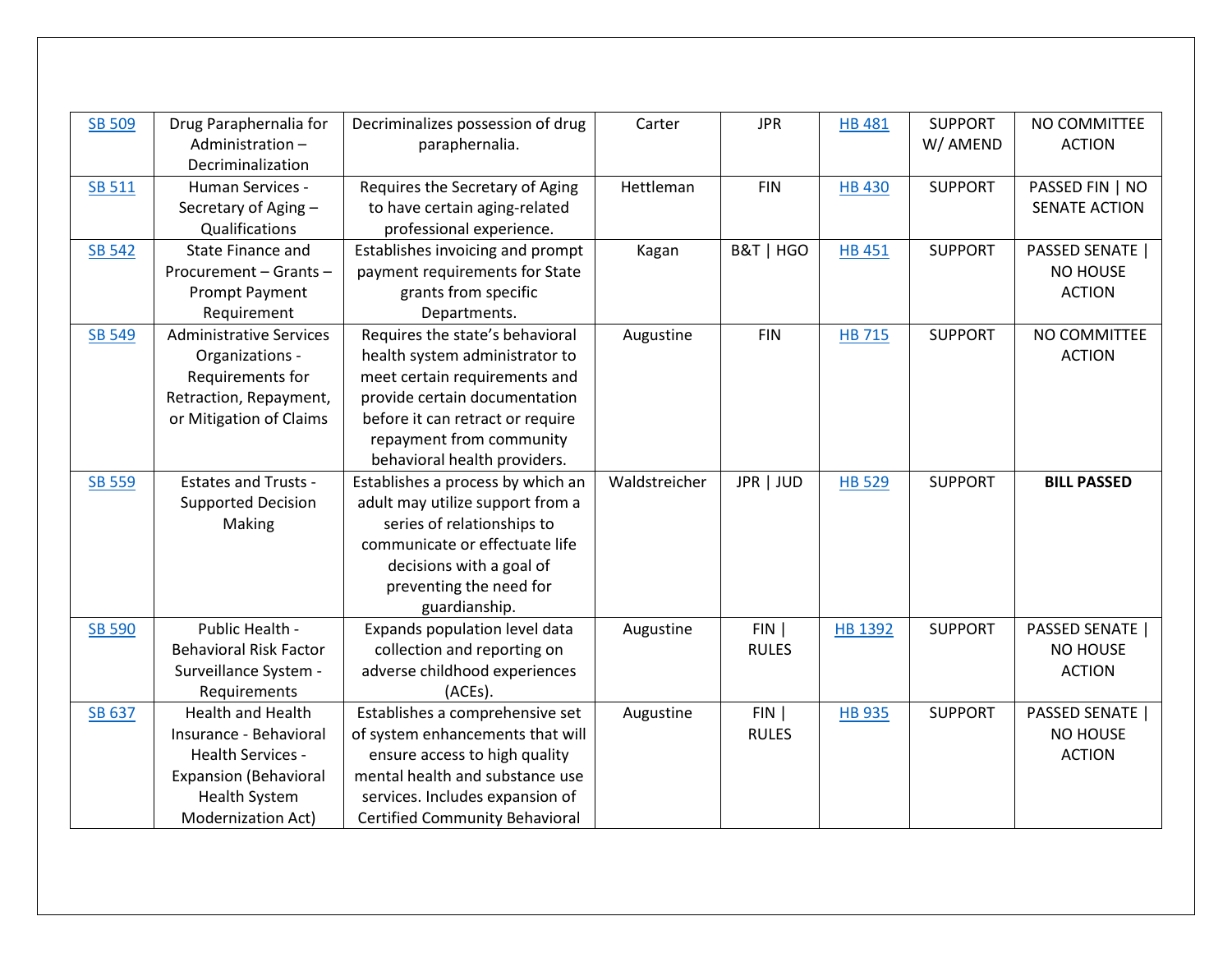| | | | | | | | |
|---|---|---|---|---|---|---|---|
| SB 509 | Drug Paraphernalia for Administration – Decriminalization | Decriminalizes possession of drug paraphernalia. | Carter | JPR | HB 481 | SUPPORT W/ AMEND | NO COMMITTEE ACTION |
| SB 511 | Human Services - Secretary of Aging – Qualifications | Requires the Secretary of Aging to have certain aging-related professional experience. | Hettleman | FIN | HB 430 | SUPPORT | PASSED FIN \| NO SENATE ACTION |
| SB 542 | State Finance and Procurement – Grants – Prompt Payment Requirement | Establishes invoicing and prompt payment requirements for State grants from specific Departments. | Kagan | B&T \| HGO | HB 451 | SUPPORT | PASSED SENATE \| NO HOUSE ACTION |
| SB 549 | Administrative Services Organizations - Requirements for Retraction, Repayment, or Mitigation of Claims | Requires the state's behavioral health system administrator to meet certain requirements and provide certain documentation before it can retract or require repayment from community behavioral health providers. | Augustine | FIN | HB 715 | SUPPORT | NO COMMITTEE ACTION |
| SB 559 | Estates and Trusts - Supported Decision Making | Establishes a process by which an adult may utilize support from a series of relationships to communicate or effectuate life decisions with a goal of preventing the need for guardianship. | Waldstreicher | JPR \| JUD | HB 529 | SUPPORT | **BILL PASSED** |
| SB 590 | Public Health - Behavioral Risk Factor Surveillance System - Requirements | Expands population level data collection and reporting on adverse childhood experiences (ACEs). | Augustine | FIN \| RULES | HB 1392 | SUPPORT | PASSED SENATE \| NO HOUSE ACTION |
| SB 637 | Health and Health Insurance - Behavioral Health Services - Expansion (Behavioral Health System Modernization Act) | Establishes a comprehensive set of system enhancements that will ensure access to high quality mental health and substance use services. Includes expansion of Certified Community Behavioral | Augustine | FIN \| RULES | HB 935 | SUPPORT | PASSED SENATE \| NO HOUSE ACTION |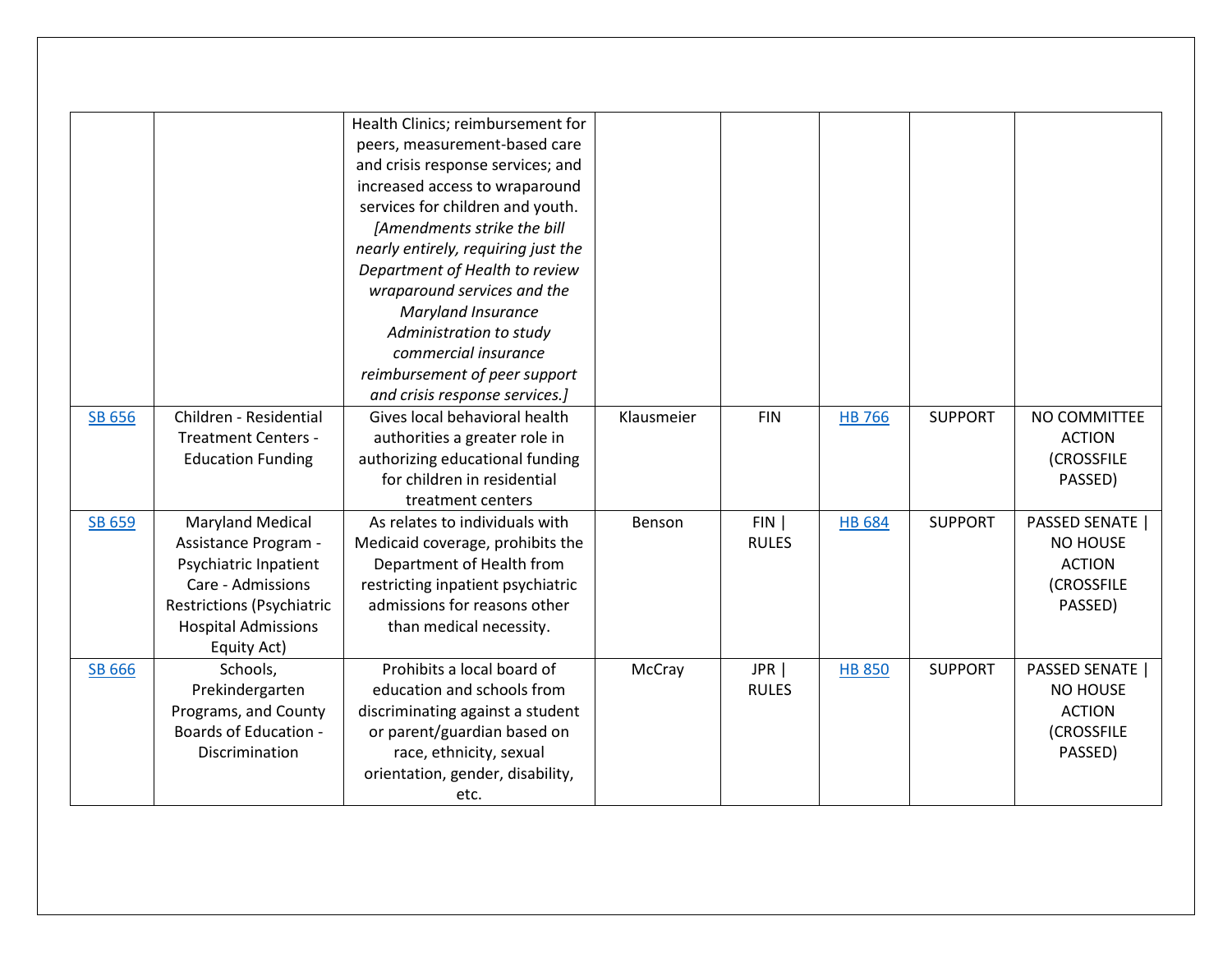| | | | | | | | |
|---|---|---|---|---|---|---|---|
| | | Health Clinics; reimbursement for peers, measurement-based care and crisis response services; and increased access to wraparound services for children and youth. *[Amendments strike the bill nearly entirely, requiring just the Department of Health to review wraparound services and the Maryland Insurance Administration to study commercial insurance reimbursement of peer support and crisis response services.]* | | | | | |
| SB 656 | Children - Residential Treatment Centers - Education Funding | Gives local behavioral health authorities a greater role in authorizing educational funding for children in residential treatment centers | Klausmeier | FIN | HB 766 | SUPPORT | NO COMMITTEE ACTION (CROSSFILE PASSED) |
| SB 659 | Maryland Medical Assistance Program - Psychiatric Inpatient Care - Admissions Restrictions (Psychiatric Hospital Admissions Equity Act) | As relates to individuals with Medicaid coverage, prohibits the Department of Health from restricting inpatient psychiatric admissions for reasons other than medical necessity. | Benson | FIN \| RULES | HB 684 | SUPPORT | PASSED SENATE \| NO HOUSE ACTION (CROSSFILE PASSED) |
| SB 666 | Schools, Prekindergarten Programs, and County Boards of Education - Discrimination | Prohibits a local board of education and schools from discriminating against a student or parent/guardian based on race, ethnicity, sexual orientation, gender, disability, etc. | McCray | JPR \| RULES | HB 850 | SUPPORT | PASSED SENATE \| NO HOUSE ACTION (CROSSFILE PASSED) |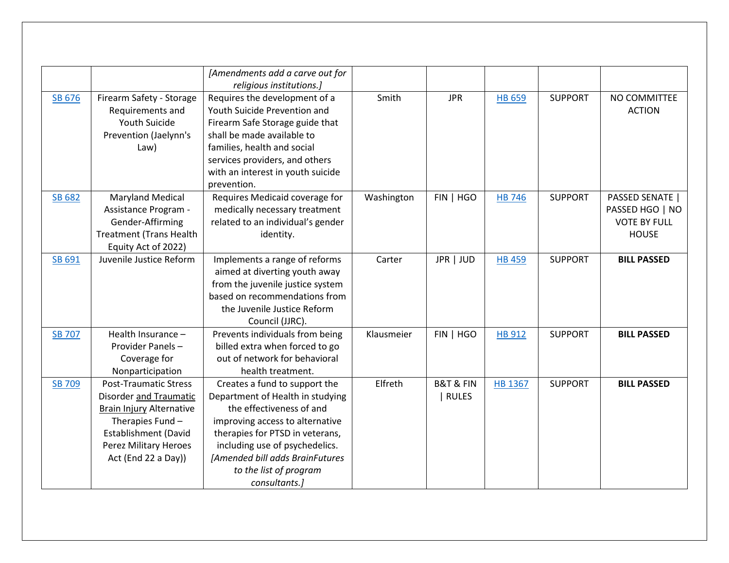| | | | | | | | |
|---|---|---|---|---|---|---|---|
| | | *[Amendments add a carve out for religious institutions.]* | | | | | |
| SB 676 | Firearm Safety - Storage Requirements and Youth Suicide Prevention (Jaelynn's Law) | Requires the development of a Youth Suicide Prevention and Firearm Safe Storage guide that shall be made available to families, health and social services providers, and others with an interest in youth suicide prevention. | Smith | JPR | HB 659 | SUPPORT | NO COMMITTEE ACTION |
| SB 682 | Maryland Medical Assistance Program - Gender-Affirming Treatment (Trans Health Equity Act of 2022) | Requires Medicaid coverage for medically necessary treatment related to an individual's gender identity. | Washington | FIN \| HGO | HB 746 | SUPPORT | PASSED SENATE \| PASSED HGO \| NO VOTE BY FULL HOUSE |
| SB 691 | Juvenile Justice Reform | Implements a range of reforms aimed at diverting youth away from the juvenile justice system based on recommendations from the Juvenile Justice Reform Council (JJRC). | Carter | JPR \| JUD | HB 459 | SUPPORT | **BILL PASSED** |
| SB 707 | Health Insurance – Provider Panels – Coverage for Nonparticipation | Prevents individuals from being billed extra when forced to go out of network for behavioral health treatment. | Klausmeier | FIN \| HGO | HB 912 | SUPPORT | **BILL PASSED** |
| SB 709 | Post-Traumatic Stress Disorder <u>and Traumatic Brain Injury</u> Alternative Therapies Fund – Establishment (David Perez Military Heroes Act (End 22 a Day)) | Creates a fund to support the Department of Health in studying the effectiveness of and improving access to alternative therapies for PTSD in veterans, including use of psychedelics. *[Amended bill adds BrainFutures to the list of program consultants.]* | Elfreth | B&T & FIN \| RULES | HB 1367 | SUPPORT | **BILL PASSED** |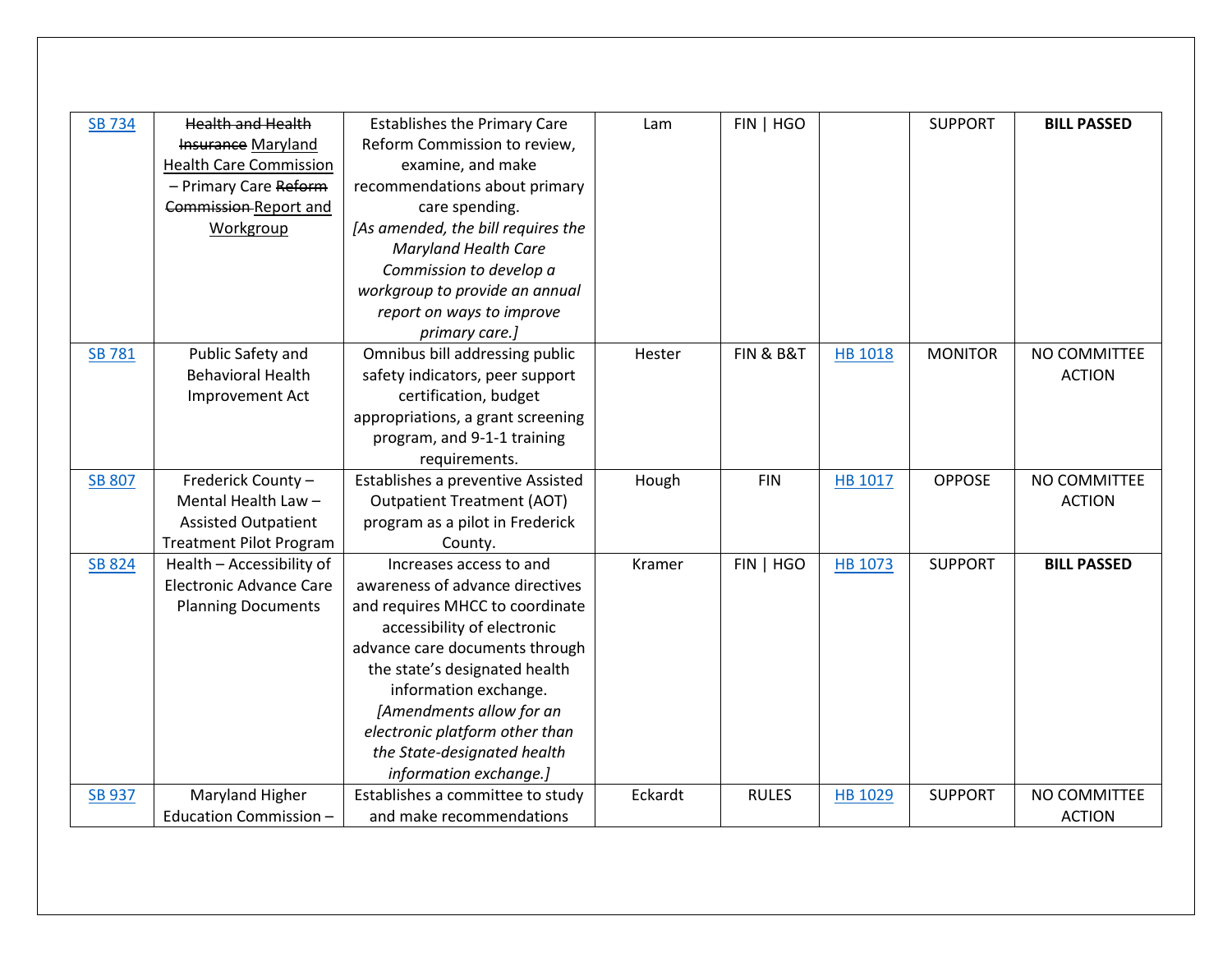| | | | | | | | |
|---|---|---|---|---|---|---|---|
| SB 734 | ~~Health and Health Insurance~~ Maryland Health Care Commission – Primary Care ~~Reform Commission~~ Report and Workgroup | Establishes the Primary Care Reform Commission to review, examine, and make recommendations about primary care spending. *[As amended, the bill requires the Maryland Health Care Commission to develop a workgroup to provide an annual report on ways to improve primary care.]* | Lam | FIN \| HGO | | SUPPORT | **BILL PASSED** |
| SB 781 | Public Safety and Behavioral Health Improvement Act | Omnibus bill addressing public safety indicators, peer support certification, budget appropriations, a grant screening program, and 9-1-1 training requirements. | Hester | FIN & B&T | HB 1018 | MONITOR | NO COMMITTEE ACTION |
| SB 807 | Frederick County – Mental Health Law – Assisted Outpatient Treatment Pilot Program | Establishes a preventive Assisted Outpatient Treatment (AOT) program as a pilot in Frederick County. | Hough | FIN | HB 1017 | OPPOSE | NO COMMITTEE ACTION |
| SB 824 | Health – Accessibility of Electronic Advance Care Planning Documents | Increases access to and awareness of advance directives and requires MHCC to coordinate accessibility of electronic advance care documents through the state's designated health information exchange. *[Amendments allow for an electronic platform other than the State-designated health information exchange.]* | Kramer | FIN \| HGO | HB 1073 | SUPPORT | **BILL PASSED** |
| SB 937 | Maryland Higher Education Commission – | Establishes a committee to study and make recommendations | Eckardt | RULES | HB 1029 | SUPPORT | NO COMMITTEE ACTION |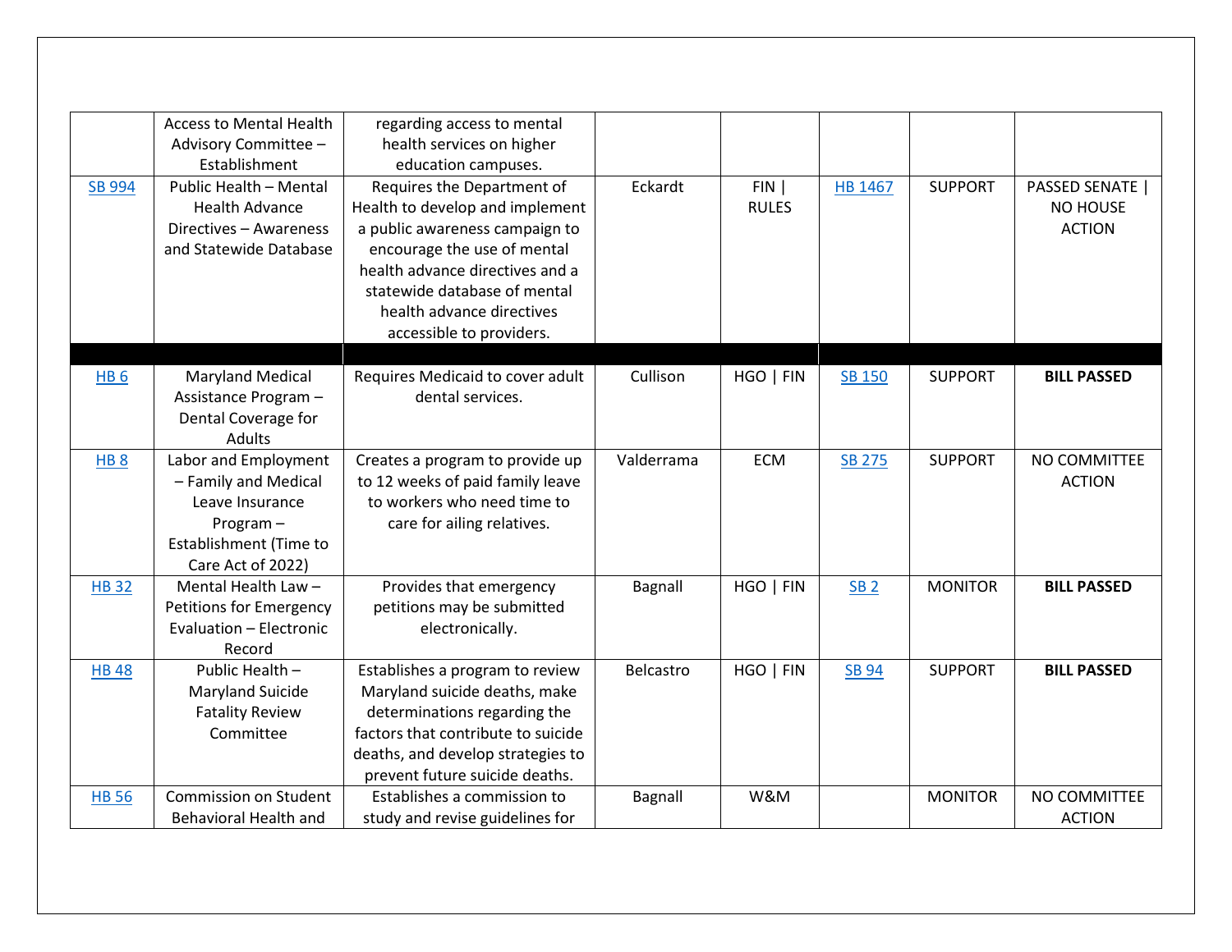| | | | | | | | |
|---|---|---|---|---|---|---|---|
| | Access to Mental Health Advisory Committee – Establishment | regarding access to mental health services on higher education campuses. | | | | | |
| SB 994 | Public Health – Mental Health Advance Directives – Awareness and Statewide Database | Requires the Department of Health to develop and implement a public awareness campaign to encourage the use of mental health advance directives and a statewide database of mental health advance directives accessible to providers. | Eckardt | FIN \| RULES | HB 1467 | SUPPORT | PASSED SENATE \| NO HOUSE ACTION |
| | | | | | | | |
| HB 6 | Maryland Medical Assistance Program – Dental Coverage for Adults | Requires Medicaid to cover adult dental services. | Cullison | HGO \| FIN | SB 150 | SUPPORT | **BILL PASSED** |
| HB 8 | Labor and Employment – Family and Medical Leave Insurance Program – Establishment (Time to Care Act of 2022) | Creates a program to provide up to 12 weeks of paid family leave to workers who need time to care for ailing relatives. | Valderrama | ECM | SB 275 | SUPPORT | NO COMMITTEE ACTION |
| HB 32 | Mental Health Law – Petitions for Emergency Evaluation – Electronic Record | Provides that emergency petitions may be submitted electronically. | Bagnall | HGO \| FIN | SB 2 | MONITOR | **BILL PASSED** |
| HB 48 | Public Health – Maryland Suicide Fatality Review Committee | Establishes a program to review Maryland suicide deaths, make determinations regarding the factors that contribute to suicide deaths, and develop strategies to prevent future suicide deaths. | Belcastro | HGO \| FIN | SB 94 | SUPPORT | **BILL PASSED** |
| HB 56 | Commission on Student Behavioral Health and | Establishes a commission to study and revise guidelines for | Bagnall | W&M | | MONITOR | NO COMMITTEE ACTION |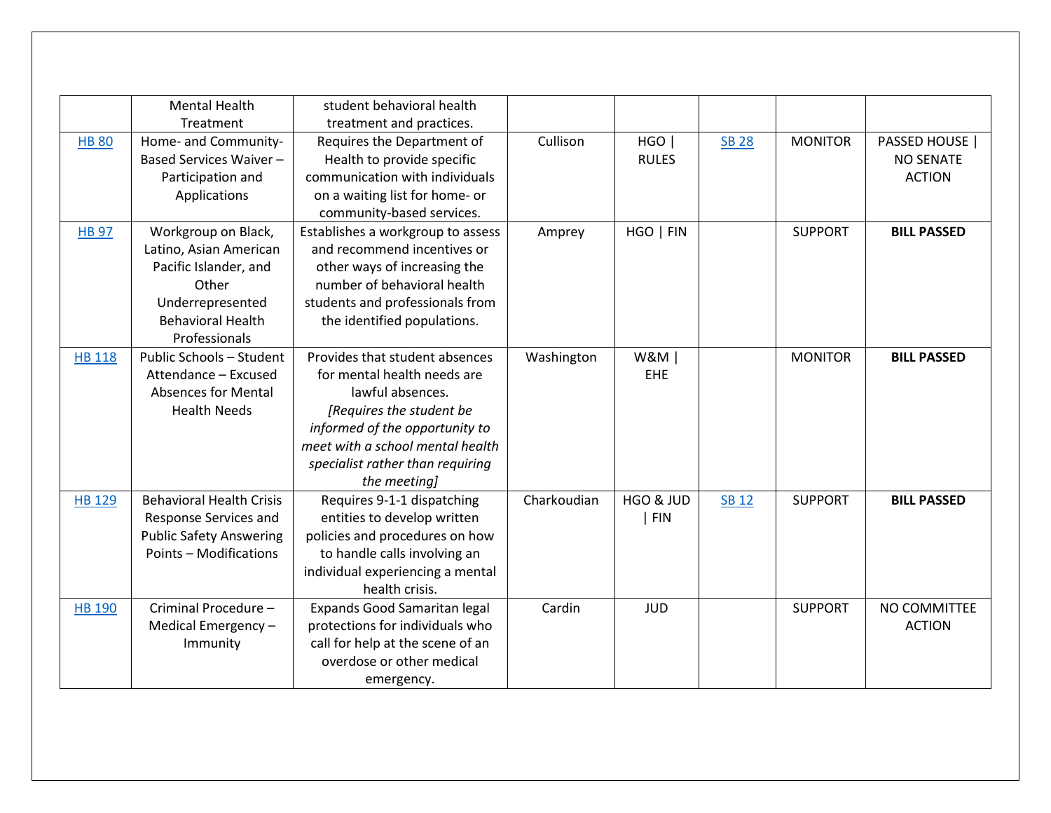| | | | | | | | |
|---|---|---|---|---|---|---|---|
| | Mental Health Treatment | student behavioral health treatment and practices. | | | | | |
| HB 80 | Home- and Community-Based Services Waiver – Participation and Applications | Requires the Department of Health to provide specific communication with individuals on a waiting list for home- or community-based services. | Cullison | HGO \| RULES | SB 28 | MONITOR | PASSED HOUSE \| NO SENATE ACTION |
| HB 97 | Workgroup on Black, Latino, Asian American Pacific Islander, and Other Underrepresented Behavioral Health Professionals | Establishes a workgroup to assess and recommend incentives or other ways of increasing the number of behavioral health students and professionals from the identified populations. | Amprey | HGO \| FIN | | SUPPORT | **BILL PASSED** |
| HB 118 | Public Schools – Student Attendance – Excused Absences for Mental Health Needs | Provides that student absences for mental health needs are lawful absences. *[Requires the student be informed of the opportunity to meet with a school mental health specialist rather than requiring the meeting]* | Washington | W&M \| EHE | | MONITOR | **BILL PASSED** |
| HB 129 | Behavioral Health Crisis Response Services and Public Safety Answering Points – Modifications | Requires 9-1-1 dispatching entities to develop written policies and procedures on how to handle calls involving an individual experiencing a mental health crisis. | Charkoudian | HGO & JUD \| FIN | SB 12 | SUPPORT | **BILL PASSED** |
| HB 190 | Criminal Procedure – Medical Emergency – Immunity | Expands Good Samaritan legal protections for individuals who call for help at the scene of an overdose or other medical emergency. | Cardin | JUD | | SUPPORT | NO COMMITTEE ACTION |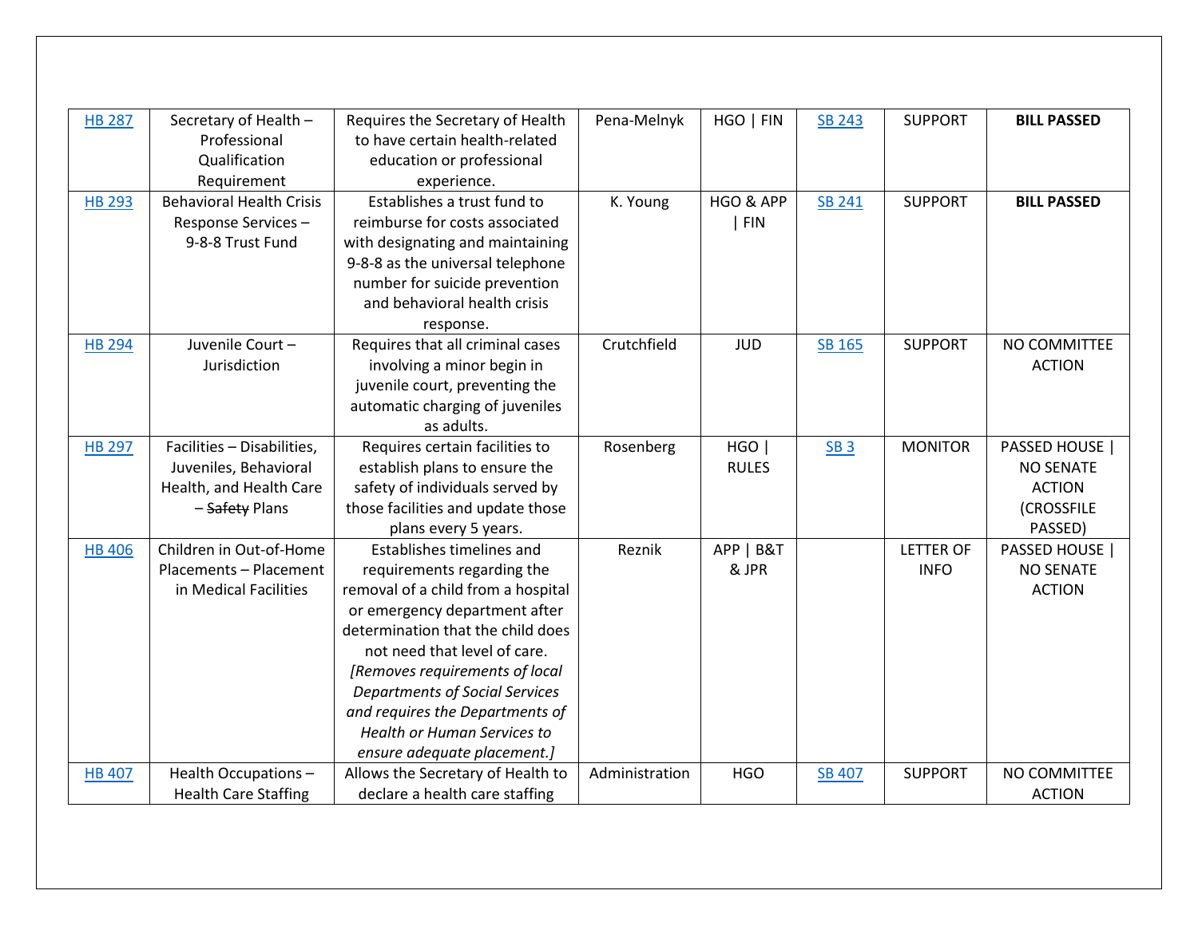| | | | | | | | |
|---|---|---|---|---|---|---|---|
| HB 287 | Secretary of Health – Professional Qualification Requirement | Requires the Secretary of Health to have certain health-related education or professional experience. | Pena-Melnyk | HGO \| FIN | SB 243 | SUPPORT | **BILL PASSED** |
| HB 293 | Behavioral Health Crisis Response Services – 9-8-8 Trust Fund | Establishes a trust fund to reimburse for costs associated with designating and maintaining 9-8-8 as the universal telephone number for suicide prevention and behavioral health crisis response. | K. Young | HGO & APP \| FIN | SB 241 | SUPPORT | **BILL PASSED** |
| HB 294 | Juvenile Court – Jurisdiction | Requires that all criminal cases involving a minor begin in juvenile court, preventing the automatic charging of juveniles as adults. | Crutchfield | JUD | SB 165 | SUPPORT | NO COMMITTEE ACTION |
| HB 297 | Facilities – Disabilities, Juveniles, Behavioral Health, and Health Care – ~~Safety~~ Plans | Requires certain facilities to establish plans to ensure the safety of individuals served by those facilities and update those plans every 5 years. | Rosenberg | HGO \| RULES | SB 3 | MONITOR | PASSED HOUSE \| NO SENATE ACTION (CROSSFILE PASSED) |
| HB 406 | Children in Out-of-Home Placements – Placement in Medical Facilities | Establishes timelines and requirements regarding the removal of a child from a hospital or emergency department after determination that the child does not need that level of care. *[Removes requirements of local Departments of Social Services and requires the Departments of Health or Human Services to ensure adequate placement.]* | Reznik | APP \| B&T & JPR | | LETTER OF INFO | PASSED HOUSE \| NO SENATE ACTION |
| HB 407 | Health Occupations – Health Care Staffing | Allows the Secretary of Health to declare a health care staffing | Administration | HGO | SB 407 | SUPPORT | NO COMMITTEE ACTION |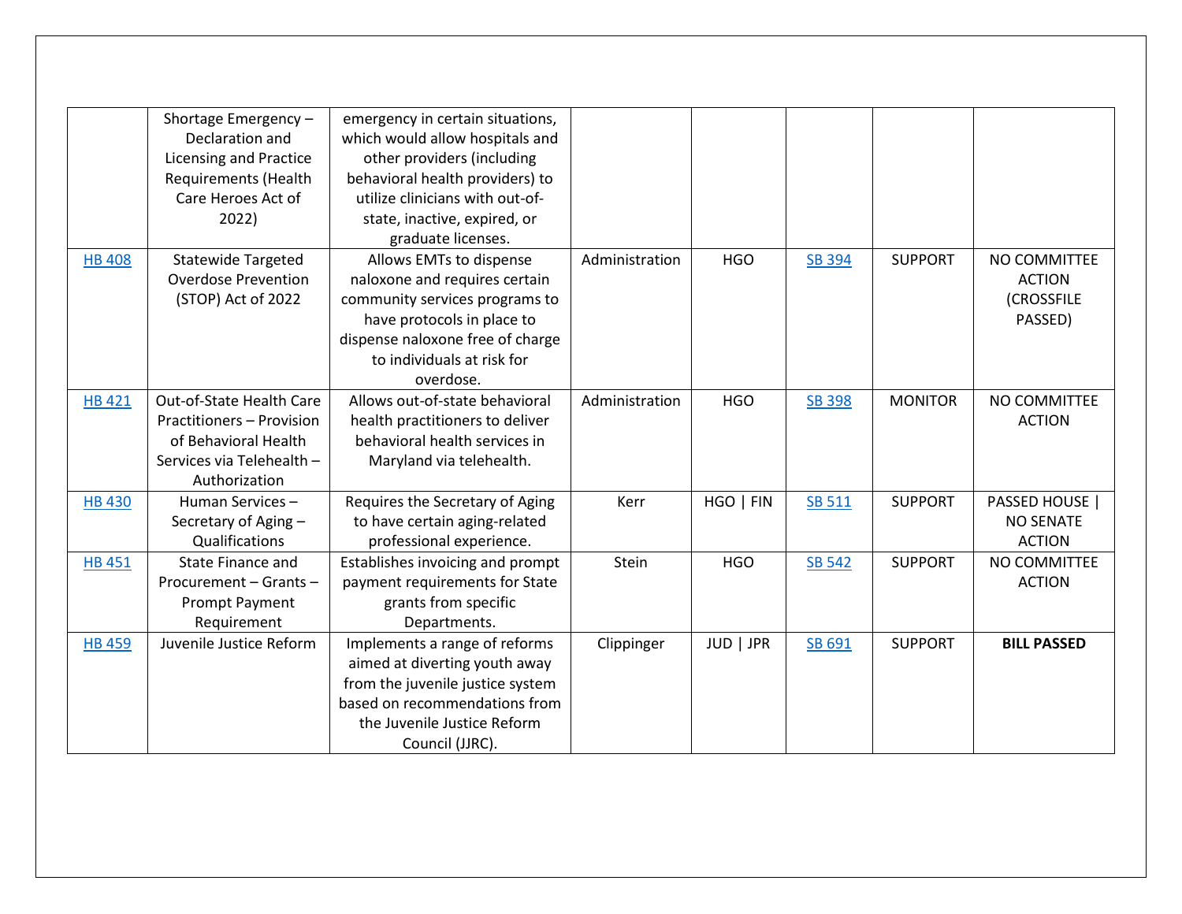| | | | | | | | |
|---|---|---|---|---|---|---|---|
| | Shortage Emergency – Declaration and Licensing and Practice Requirements (Health Care Heroes Act of 2022) | emergency in certain situations, which would allow hospitals and other providers (including behavioral health providers) to utilize clinicians with out-of-state, inactive, expired, or graduate licenses. | | | | | |
| HB 408 | Statewide Targeted Overdose Prevention (STOP) Act of 2022 | Allows EMTs to dispense naloxone and requires certain community services programs to have protocols in place to dispense naloxone free of charge to individuals at risk for overdose. | Administration | HGO | SB 394 | SUPPORT | NO COMMITTEE ACTION (CROSSFILE PASSED) |
| HB 421 | Out-of-State Health Care Practitioners – Provision of Behavioral Health Services via Telehealth – Authorization | Allows out-of-state behavioral health practitioners to deliver behavioral health services in Maryland via telehealth. | Administration | HGO | SB 398 | MONITOR | NO COMMITTEE ACTION |
| HB 430 | Human Services – Secretary of Aging – Qualifications | Requires the Secretary of Aging to have certain aging-related professional experience. | Kerr | HGO \| FIN | SB 511 | SUPPORT | PASSED HOUSE \| NO SENATE ACTION |
| HB 451 | State Finance and Procurement – Grants – Prompt Payment Requirement | Establishes invoicing and prompt payment requirements for State grants from specific Departments. | Stein | HGO | SB 542 | SUPPORT | NO COMMITTEE ACTION |
| HB 459 | Juvenile Justice Reform | Implements a range of reforms aimed at diverting youth away from the juvenile justice system based on recommendations from the Juvenile Justice Reform Council (JJRC). | Clippinger | JUD \| JPR | SB 691 | SUPPORT | **BILL PASSED** |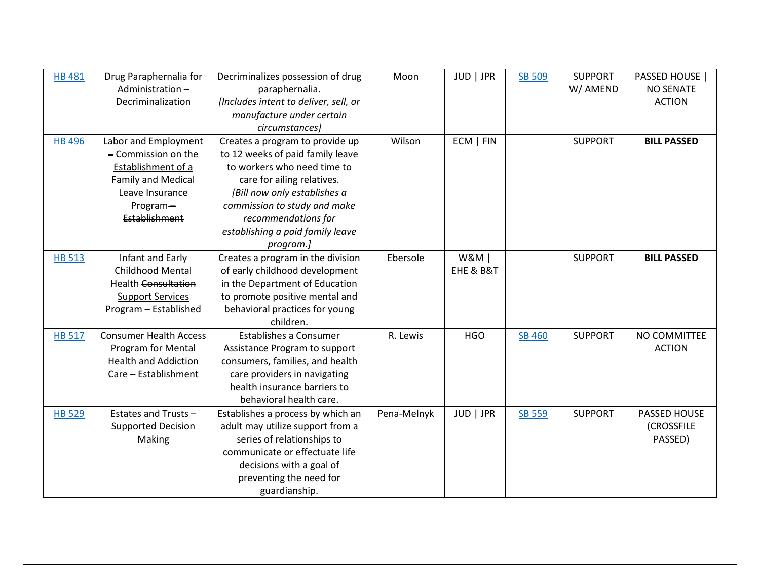| HB 481 | Drug Paraphernalia for Administration – Decriminalization | Decriminalizes possession of drug paraphernalia. *[Includes intent to deliver, sell, or manufacture under certain circumstances]* | Moon | JUD \| JPR | SB 509 | SUPPORT W/ AMEND | PASSED HOUSE \| NO SENATE ACTION |
|---|---|---|---|---|---|---|---|
| HB 496 | ~~Labor and Employment –~~ Commission on the Establishment of a Family and Medical Leave Insurance Program ~~– Establishment~~ | Creates a program to provide up to 12 weeks of paid family leave to workers who need time to care for ailing relatives. *[Bill now only establishes a commission to study and make recommendations for establishing a paid family leave program.]* | Wilson | ECM \| FIN | | SUPPORT | **BILL PASSED** |
| HB 513 | Infant and Early Childhood Mental Health ~~Consultation~~ Support Services Program – Established | Creates a program in the division of early childhood development in the Department of Education to promote positive mental and behavioral practices for young children. | Ebersole | W&M \| EHE & B&T | | SUPPORT | **BILL PASSED** |
| HB 517 | Consumer Health Access Program for Mental Health and Addiction Care – Establishment | Establishes a Consumer Assistance Program to support consumers, families, and health care providers in navigating health insurance barriers to behavioral health care. | R. Lewis | HGO | SB 460 | SUPPORT | NO COMMITTEE ACTION |
| HB 529 | Estates and Trusts – Supported Decision Making | Establishes a process by which an adult may utilize support from a series of relationships to communicate or effectuate life decisions with a goal of preventing the need for guardianship. | Pena-Melnyk | JUD \| JPR | SB 559 | SUPPORT | PASSED HOUSE (CROSSFILE PASSED) |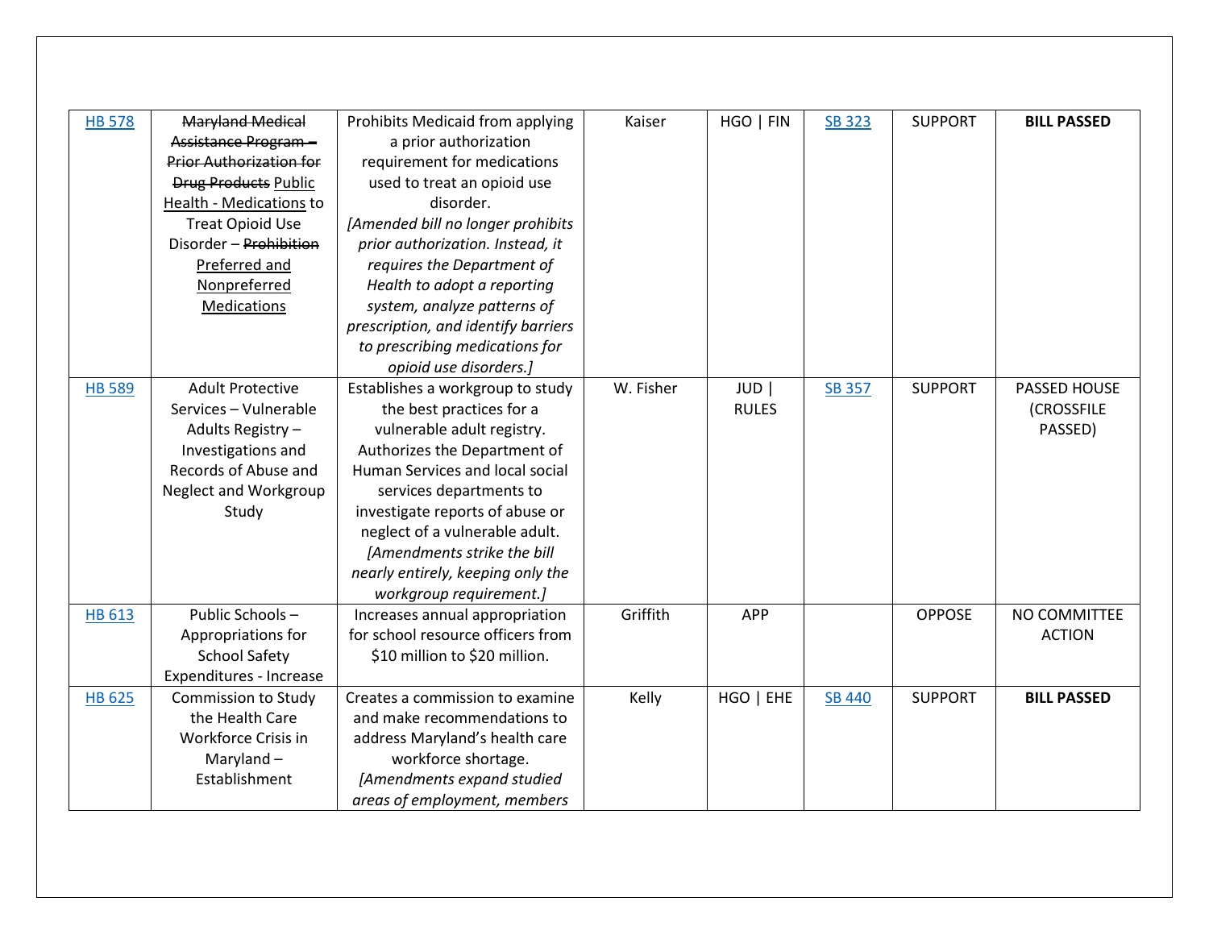| | | | | | | | |
|---|---|---|---|---|---|---|---|
| HB 578 | ~~Maryland Medical Assistance Program – Prior Authorization for Drug Products~~ <u>Public Health - Medications</u> to Treat Opioid Use Disorder – ~~Prohibition~~ <u>Preferred and Nonpreferred Medications</u> | Prohibits Medicaid from applying a prior authorization requirement for medications used to treat an opioid use disorder. *[Amended bill no longer prohibits prior authorization. Instead, it requires the Department of Health to adopt a reporting system, analyze patterns of prescription, and identify barriers to prescribing medications for opioid use disorders.]* | Kaiser | HGO \| FIN | SB 323 | SUPPORT | **BILL PASSED** |
| HB 589 | Adult Protective Services – Vulnerable Adults Registry – Investigations and Records of Abuse and Neglect and Workgroup Study | Establishes a workgroup to study the best practices for a vulnerable adult registry. Authorizes the Department of Human Services and local social services departments to investigate reports of abuse or neglect of a vulnerable adult. *[Amendments strike the bill nearly entirely, keeping only the workgroup requirement.]* | W. Fisher | JUD \| RULES | SB 357 | SUPPORT | PASSED HOUSE (CROSSFILE PASSED) |
| HB 613 | Public Schools – Appropriations for School Safety Expenditures - Increase | Increases annual appropriation for school resource officers from $10 million to $20 million. | Griffith | APP | | OPPOSE | NO COMMITTEE ACTION |
| HB 625 | Commission to Study the Health Care Workforce Crisis in Maryland – Establishment | Creates a commission to examine and make recommendations to address Maryland's health care workforce shortage. *[Amendments expand studied areas of employment, members* | Kelly | HGO \| EHE | SB 440 | SUPPORT | **BILL PASSED** |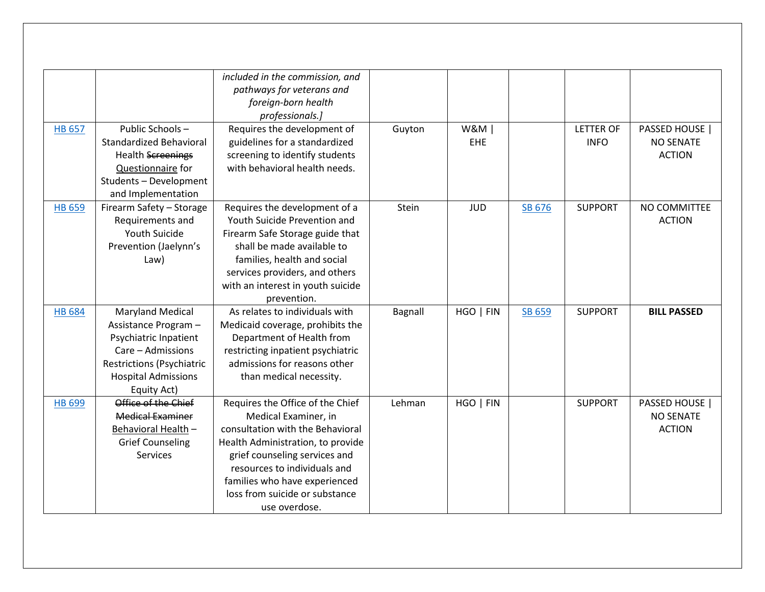| | | | | | | | |
|---|---|---|---|---|---|---|---|
| | | *included in the commission, and pathways for veterans and foreign-born health professionals.]* | | | | | |
| HB 657 | Public Schools – Standardized Behavioral Health ~~Screenings~~ <u>Questionnaire</u> for Students – Development and Implementation | Requires the development of guidelines for a standardized screening to identify students with behavioral health needs. | Guyton | W&M \| EHE | | LETTER OF INFO | PASSED HOUSE \| NO SENATE ACTION |
| HB 659 | Firearm Safety – Storage Requirements and Youth Suicide Prevention (Jaelynn's Law) | Requires the development of a Youth Suicide Prevention and Firearm Safe Storage guide that shall be made available to families, health and social services providers, and others with an interest in youth suicide prevention. | Stein | JUD | SB 676 | SUPPORT | NO COMMITTEE ACTION |
| HB 684 | Maryland Medical Assistance Program – Psychiatric Inpatient Care – Admissions Restrictions (Psychiatric Hospital Admissions Equity Act) | As relates to individuals with Medicaid coverage, prohibits the Department of Health from restricting inpatient psychiatric admissions for reasons other than medical necessity. | Bagnall | HGO \| FIN | SB 659 | SUPPORT | **BILL PASSED** |
| HB 699 | ~~Office of the Chief Medical Examiner~~ <u>Behavioral Health</u> – Grief Counseling Services | Requires the Office of the Chief Medical Examiner, in consultation with the Behavioral Health Administration, to provide grief counseling services and resources to individuals and families who have experienced loss from suicide or substance use overdose. | Lehman | HGO \| FIN | | SUPPORT | PASSED HOUSE \| NO SENATE ACTION |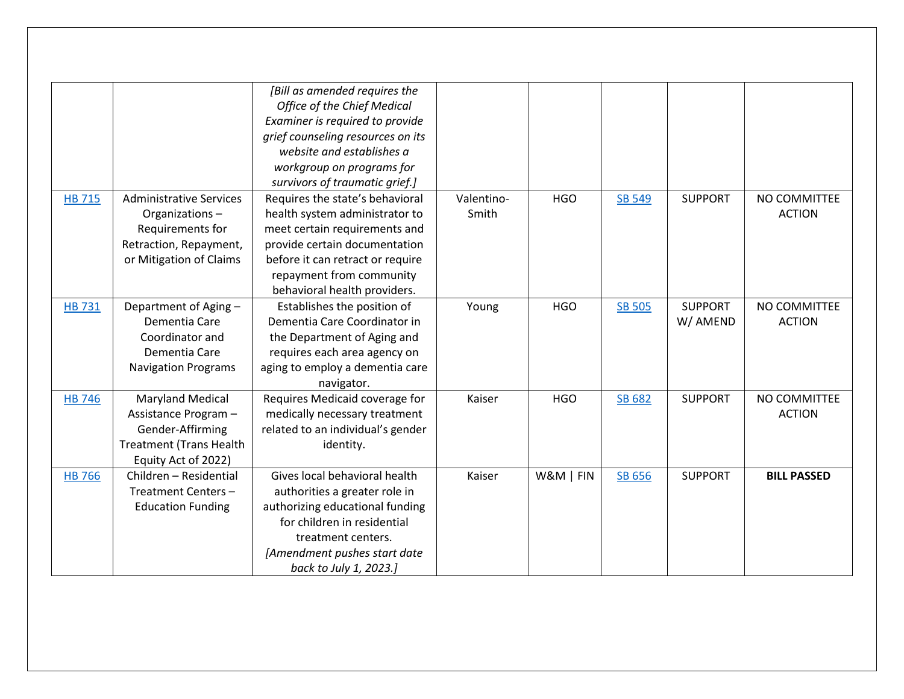| | | | | | | | |
|---|---|---|---|---|---|---|---|
| | | *[Bill as amended requires the Office of the Chief Medical Examiner is required to provide grief counseling resources on its website and establishes a workgroup on programs for survivors of traumatic grief.]* | | | | | |
| HB 715 | Administrative Services Organizations – Requirements for Retraction, Repayment, or Mitigation of Claims | Requires the state's behavioral health system administrator to meet certain requirements and provide certain documentation before it can retract or require repayment from community behavioral health providers. | Valentino-Smith | HGO | SB 549 | SUPPORT | NO COMMITTEE ACTION |
| HB 731 | Department of Aging – Dementia Care Coordinator and Dementia Care Navigation Programs | Establishes the position of Dementia Care Coordinator in the Department of Aging and requires each area agency on aging to employ a dementia care navigator. | Young | HGO | SB 505 | SUPPORT W/ AMEND | NO COMMITTEE ACTION |
| HB 746 | Maryland Medical Assistance Program – Gender-Affirming Treatment (Trans Health Equity Act of 2022) | Requires Medicaid coverage for medically necessary treatment related to an individual's gender identity. | Kaiser | HGO | SB 682 | SUPPORT | NO COMMITTEE ACTION |
| HB 766 | Children – Residential Treatment Centers – Education Funding | Gives local behavioral health authorities a greater role in authorizing educational funding for children in residential treatment centers. *[Amendment pushes start date back to July 1, 2023.]* | Kaiser | W&M \| FIN | SB 656 | SUPPORT | **BILL PASSED** |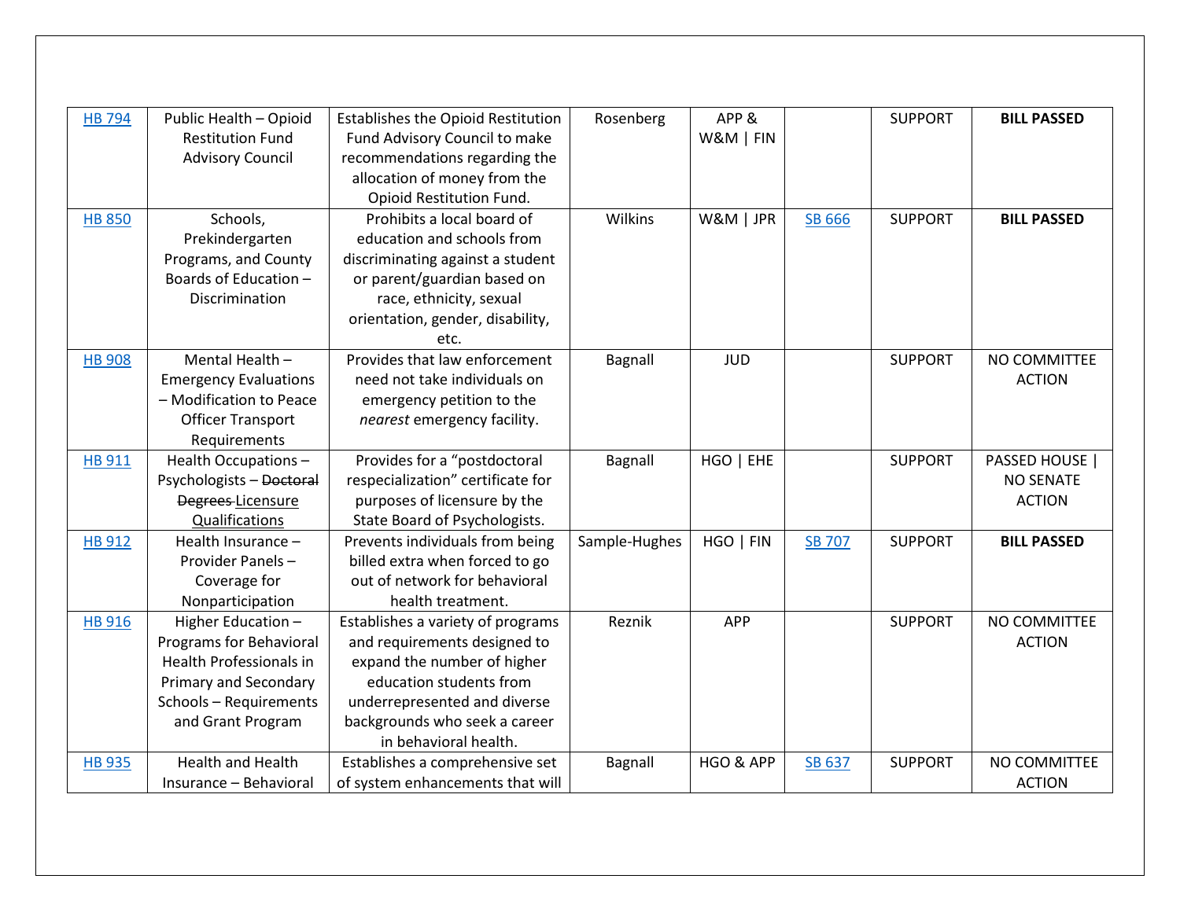| HB 794 | Public Health – Opioid Restitution Fund Advisory Council | Establishes the Opioid Restitution Fund Advisory Council to make recommendations regarding the allocation of money from the Opioid Restitution Fund. | Rosenberg | APP & W&M \| FIN | | SUPPORT | **BILL PASSED** |
|---|---|---|---|---|---|---|---|
| HB 850 | Schools, Prekindergarten Programs, and County Boards of Education – Discrimination | Prohibits a local board of education and schools from discriminating against a student or parent/guardian based on race, ethnicity, sexual orientation, gender, disability, etc. | Wilkins | W&M \| JPR | SB 666 | SUPPORT | **BILL PASSED** |
| HB 908 | Mental Health – Emergency Evaluations – Modification to Peace Officer Transport Requirements | Provides that law enforcement need not take individuals on emergency petition to the *nearest* emergency facility. | Bagnall | JUD | | SUPPORT | NO COMMITTEE ACTION |
| HB 911 | Health Occupations – Psychologists – ~~Doctoral Degrees~~ Licensure Qualifications | Provides for a "postdoctoral respecialization" certificate for purposes of licensure by the State Board of Psychologists. | Bagnall | HGO \| EHE | | SUPPORT | PASSED HOUSE \| NO SENATE ACTION |
| HB 912 | Health Insurance – Provider Panels – Coverage for Nonparticipation | Prevents individuals from being billed extra when forced to go out of network for behavioral health treatment. | Sample-Hughes | HGO \| FIN | SB 707 | SUPPORT | **BILL PASSED** |
| HB 916 | Higher Education – Programs for Behavioral Health Professionals in Primary and Secondary Schools – Requirements and Grant Program | Establishes a variety of programs and requirements designed to expand the number of higher education students from underrepresented and diverse backgrounds who seek a career in behavioral health. | Reznik | APP | | SUPPORT | NO COMMITTEE ACTION |
| HB 935 | Health and Health Insurance – Behavioral | Establishes a comprehensive set of system enhancements that will | Bagnall | HGO & APP | SB 637 | SUPPORT | NO COMMITTEE ACTION |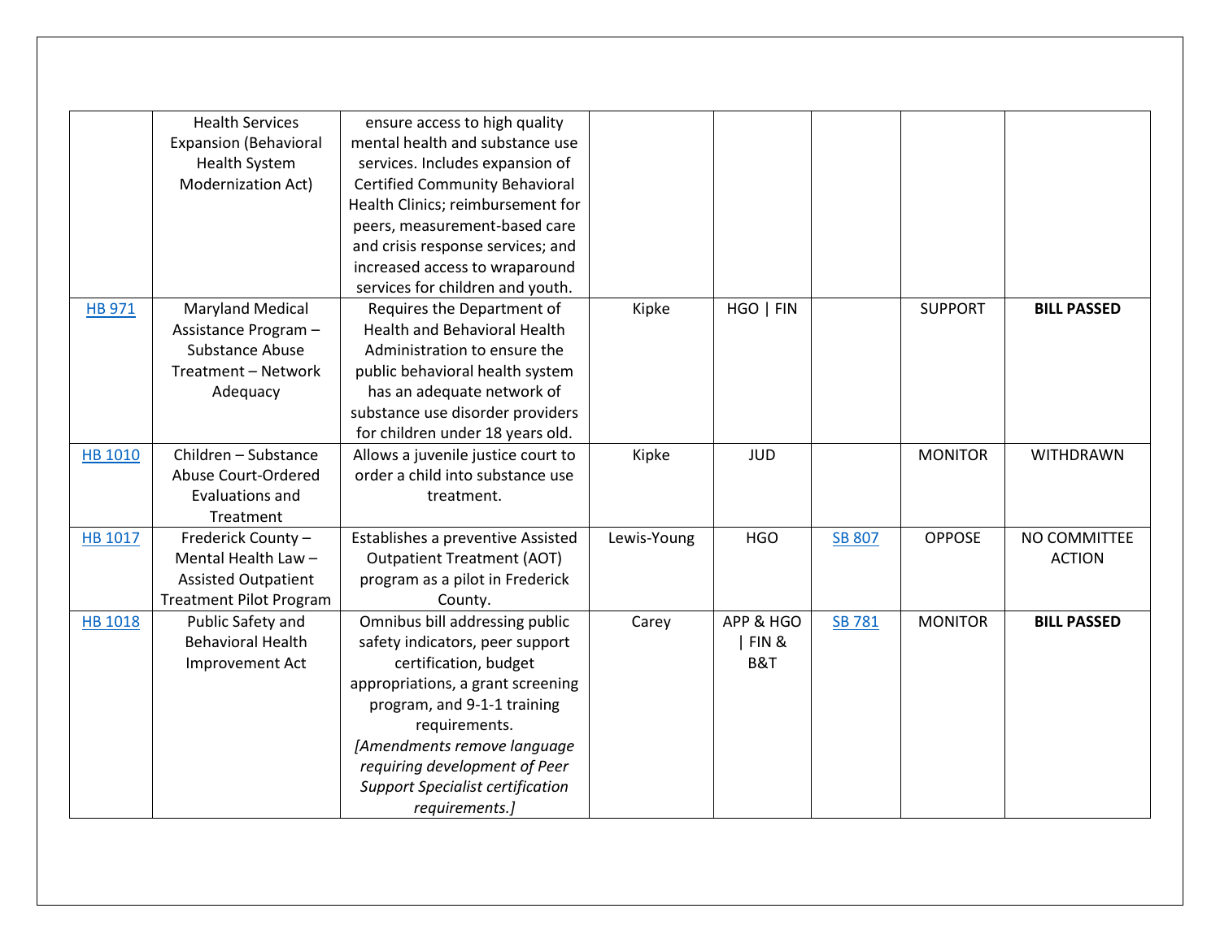|  |  |  |  |  |  |  |  |
|---|---|---|---|---|---|---|---|
|  | Health Services Expansion (Behavioral Health System Modernization Act) | ensure access to high quality mental health and substance use services. Includes expansion of Certified Community Behavioral Health Clinics; reimbursement for peers, measurement-based care and crisis response services; and increased access to wraparound services for children and youth. |  |  |  |  |  |
| HB 971 | Maryland Medical Assistance Program – Substance Abuse Treatment – Network Adequacy | Requires the Department of Health and Behavioral Health Administration to ensure the public behavioral health system has an adequate network of substance use disorder providers for children under 18 years old. | Kipke | HGO \| FIN |  | SUPPORT | **BILL PASSED** |
| HB 1010 | Children – Substance Abuse Court-Ordered Evaluations and Treatment | Allows a juvenile justice court to order a child into substance use treatment. | Kipke | JUD |  | MONITOR | WITHDRAWN |
| HB 1017 | Frederick County – Mental Health Law – Assisted Outpatient Treatment Pilot Program | Establishes a preventive Assisted Outpatient Treatment (AOT) program as a pilot in Frederick County. | Lewis-Young | HGO | SB 807 | OPPOSE | NO COMMITTEE ACTION |
| HB 1018 | Public Safety and Behavioral Health Improvement Act | Omnibus bill addressing public safety indicators, peer support certification, budget appropriations, a grant screening program, and 9-1-1 training requirements. *[Amendments remove language requiring development of Peer Support Specialist certification requirements.]* | Carey | APP & HGO \| FIN & B&T | SB 781 | MONITOR | **BILL PASSED** |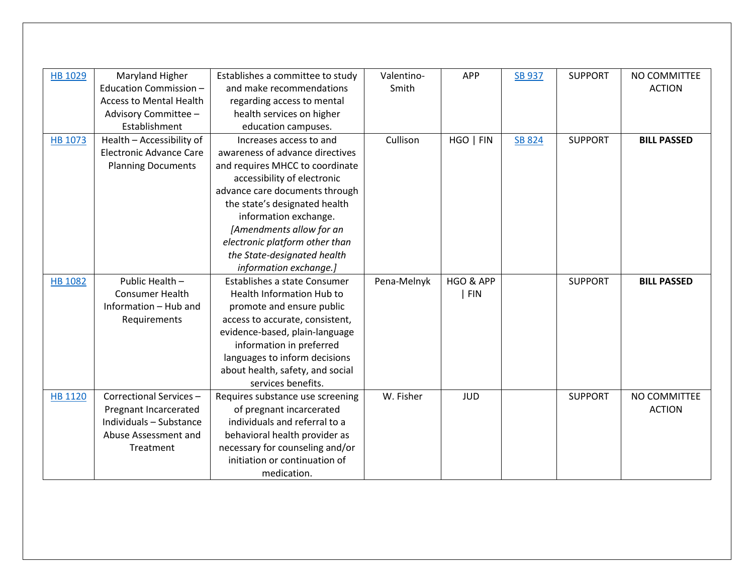| | | | | | | | |
|---|---|---|---|---|---|---|---|
| HB 1029 | Maryland Higher Education Commission – Access to Mental Health Advisory Committee – Establishment | Establishes a committee to study and make recommendations regarding access to mental health services on higher education campuses. | Valentino-Smith | APP | SB 937 | SUPPORT | NO COMMITTEE ACTION |
| HB 1073 | Health – Accessibility of Electronic Advance Care Planning Documents | Increases access to and awareness of advance directives and requires MHCC to coordinate accessibility of electronic advance care documents through the state's designated health information exchange. *[Amendments allow for an electronic platform other than the State-designated health information exchange.]* | Cullison | HGO \| FIN | SB 824 | SUPPORT | **BILL PASSED** |
| HB 1082 | Public Health – Consumer Health Information – Hub and Requirements | Establishes a state Consumer Health Information Hub to promote and ensure public access to accurate, consistent, evidence-based, plain-language information in preferred languages to inform decisions about health, safety, and social services benefits. | Pena-Melnyk | HGO & APP \| FIN | | SUPPORT | **BILL PASSED** |
| HB 1120 | Correctional Services – Pregnant Incarcerated Individuals – Substance Abuse Assessment and Treatment | Requires substance use screening of pregnant incarcerated individuals and referral to a behavioral health provider as necessary for counseling and/or initiation or continuation of medication. | W. Fisher | JUD | | SUPPORT | NO COMMITTEE ACTION |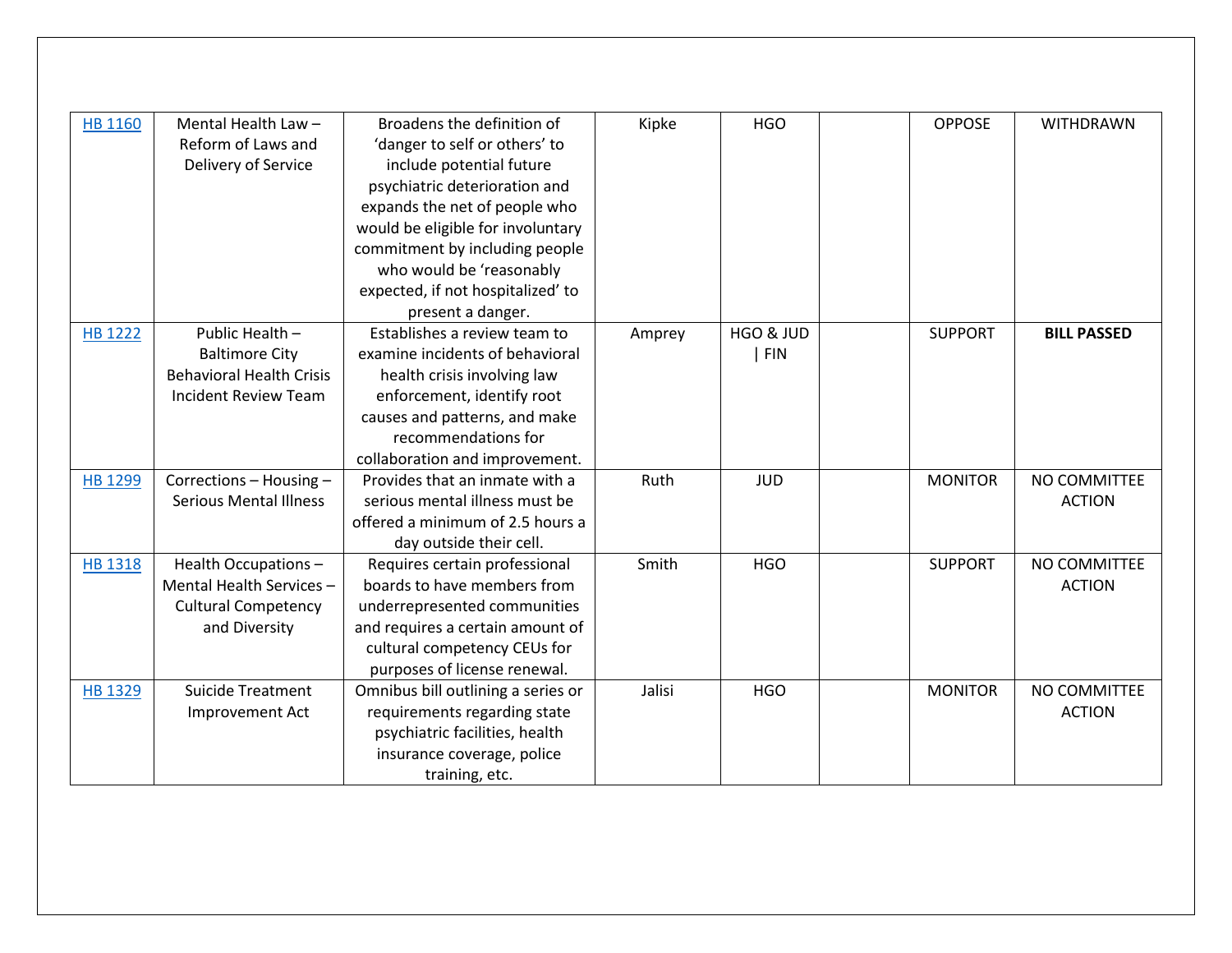| HB 1160 | Mental Health Law – Reform of Laws and Delivery of Service | Broadens the definition of 'danger to self or others' to include potential future psychiatric deterioration and expands the net of people who would be eligible for involuntary commitment by including people who would be 'reasonably expected, if not hospitalized' to present a danger. | Kipke | HGO | | OPPOSE | WITHDRAWN |
|---|---|---|---|---|---|---|---|
| HB 1222 | Public Health – Baltimore City Behavioral Health Crisis Incident Review Team | Establishes a review team to examine incidents of behavioral health crisis involving law enforcement, identify root causes and patterns, and make recommendations for collaboration and improvement. | Amprey | HGO & JUD \| FIN | | SUPPORT | **BILL PASSED** |
| HB 1299 | Corrections – Housing – Serious Mental Illness | Provides that an inmate with a serious mental illness must be offered a minimum of 2.5 hours a day outside their cell. | Ruth | JUD | | MONITOR | NO COMMITTEE ACTION |
| HB 1318 | Health Occupations – Mental Health Services – Cultural Competency and Diversity | Requires certain professional boards to have members from underrepresented communities and requires a certain amount of cultural competency CEUs for purposes of license renewal. | Smith | HGO | | SUPPORT | NO COMMITTEE ACTION |
| HB 1329 | Suicide Treatment Improvement Act | Omnibus bill outlining a series or requirements regarding state psychiatric facilities, health insurance coverage, police training, etc. | Jalisi | HGO | | MONITOR | NO COMMITTEE ACTION |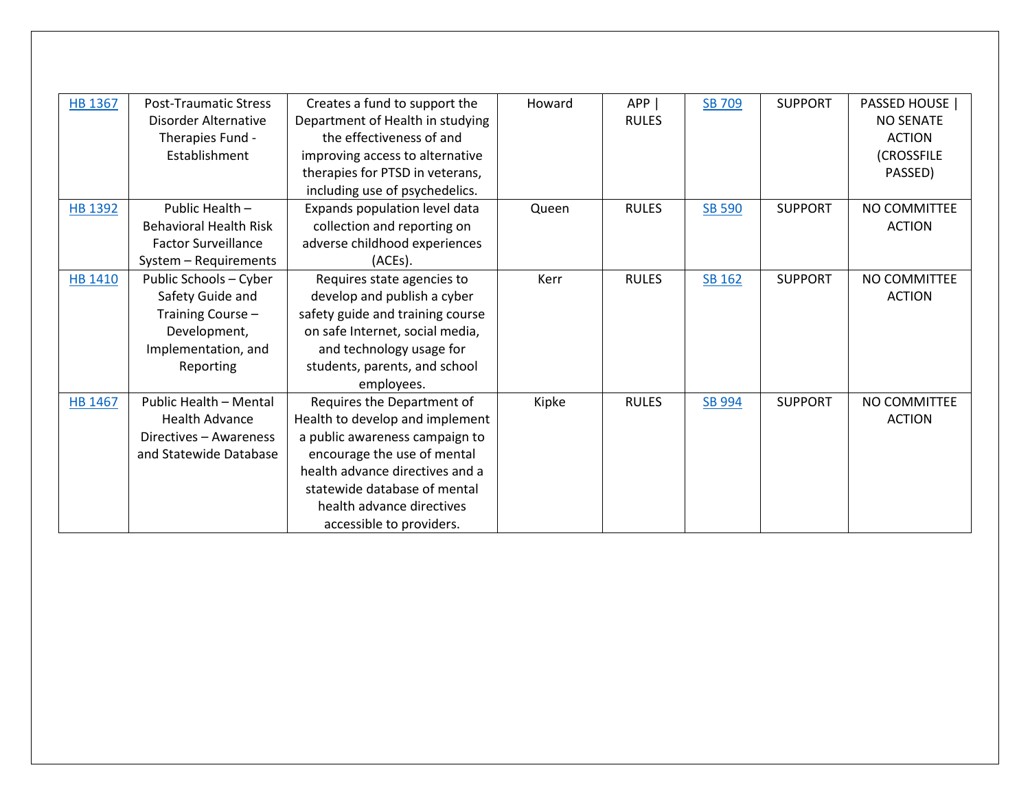| HB 1367 | Post-Traumatic Stress Disorder Alternative Therapies Fund - Establishment | Creates a fund to support the Department of Health in studying the effectiveness of and improving access to alternative therapies for PTSD in veterans, including use of psychedelics. | Howard | APP \| RULES | SB 709 | SUPPORT | PASSED HOUSE \| NO SENATE ACTION (CROSSFILE PASSED) |
|---|---|---|---|---|---|---|---|
| HB 1392 | Public Health – Behavioral Health Risk Factor Surveillance System – Requirements | Expands population level data collection and reporting on adverse childhood experiences (ACEs). | Queen | RULES | SB 590 | SUPPORT | NO COMMITTEE ACTION |
| HB 1410 | Public Schools – Cyber Safety Guide and Training Course – Development, Implementation, and Reporting | Requires state agencies to develop and publish a cyber safety guide and training course on safe Internet, social media, and technology usage for students, parents, and school employees. | Kerr | RULES | SB 162 | SUPPORT | NO COMMITTEE ACTION |
| HB 1467 | Public Health – Mental Health Advance Directives – Awareness and Statewide Database | Requires the Department of Health to develop and implement a public awareness campaign to encourage the use of mental health advance directives and a statewide database of mental health advance directives accessible to providers. | Kipke | RULES | SB 994 | SUPPORT | NO COMMITTEE ACTION |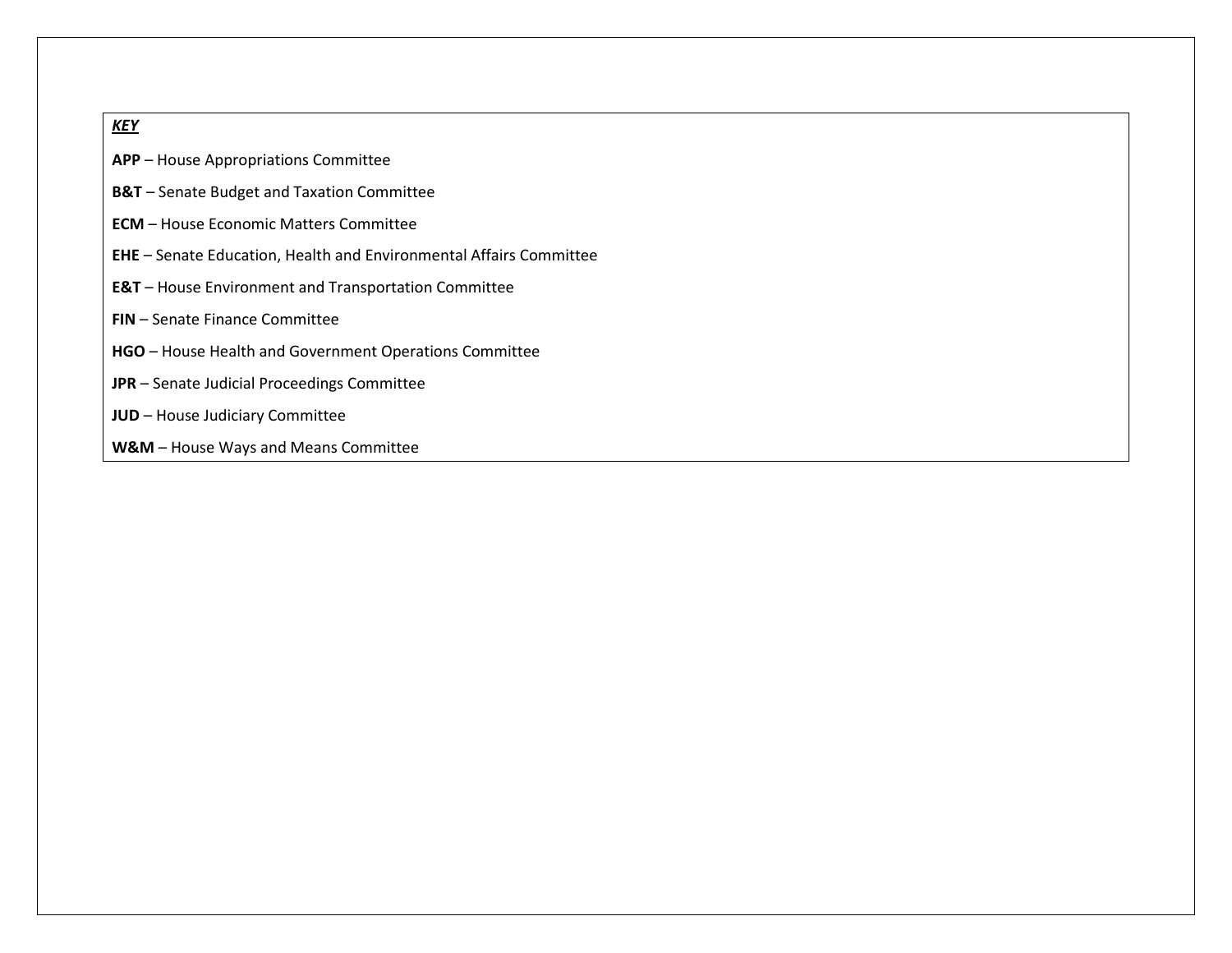***KEY***

**APP** – House Appropriations Committee

**B&T** – Senate Budget and Taxation Committee

**ECM** – House Economic Matters Committee

**EHE** – Senate Education, Health and Environmental Affairs Committee

**E&T** – House Environment and Transportation Committee

**FIN** – Senate Finance Committee

**HGO** – House Health and Government Operations Committee

**JPR** – Senate Judicial Proceedings Committee

**JUD** – House Judiciary Committee

**W&M** – House Ways and Means Committee